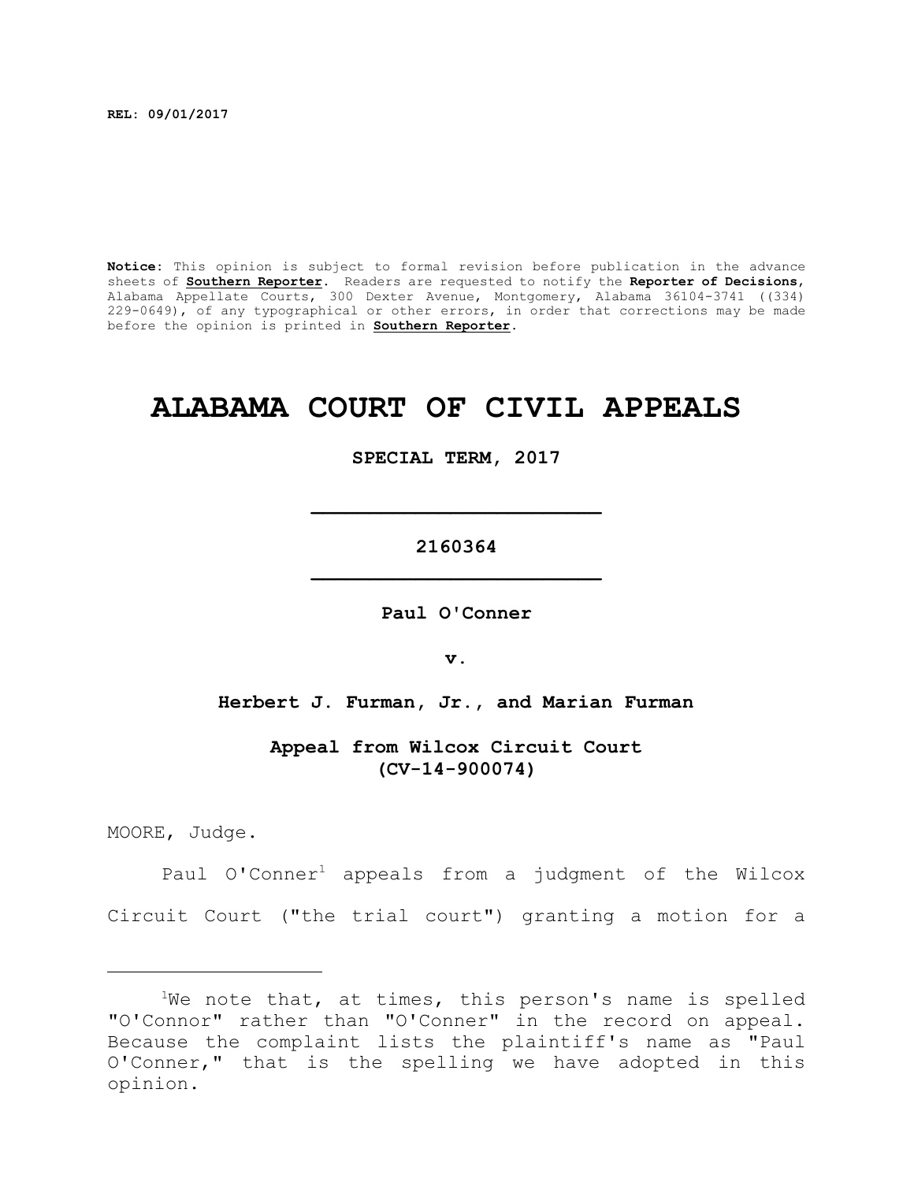**REL: 09/01/2017**

**Notice:** This opinion is subject to formal revision before publication in the advance sheets of **Southern Reporter**. Readers are requested to notify the **Reporter of Decisions**, Alabama Appellate Courts, 300 Dexter Avenue, Montgomery, Alabama 36104-3741 ((334) 229-0649), of any typographical or other errors, in order that corrections may be made before the opinion is printed in **Southern Reporter**.

# ALABAMA COURT OF CIVIL APPEALS

**SPECIAL TERM, 2017**

---

**2160364**

---

**Paul O'Conner**

**v.**

**Herbert J. Furman, Jr., and Marian Furman**

**Appeal from Wilcox Circuit Court (CV-14-900074)**

MOORE, Judge.

Paul O'Conner[1] appeals from a judgment of the Wilcox Circuit Court ("the trial court") granting a motion for a

---

[1]We note that, at times, this person's name is spelled "O'Connor" rather than "O'Conner" in the record on appeal. Because the complaint lists the plaintiff's name as "Paul O'Conner," that is the spelling we have adopted in this opinion.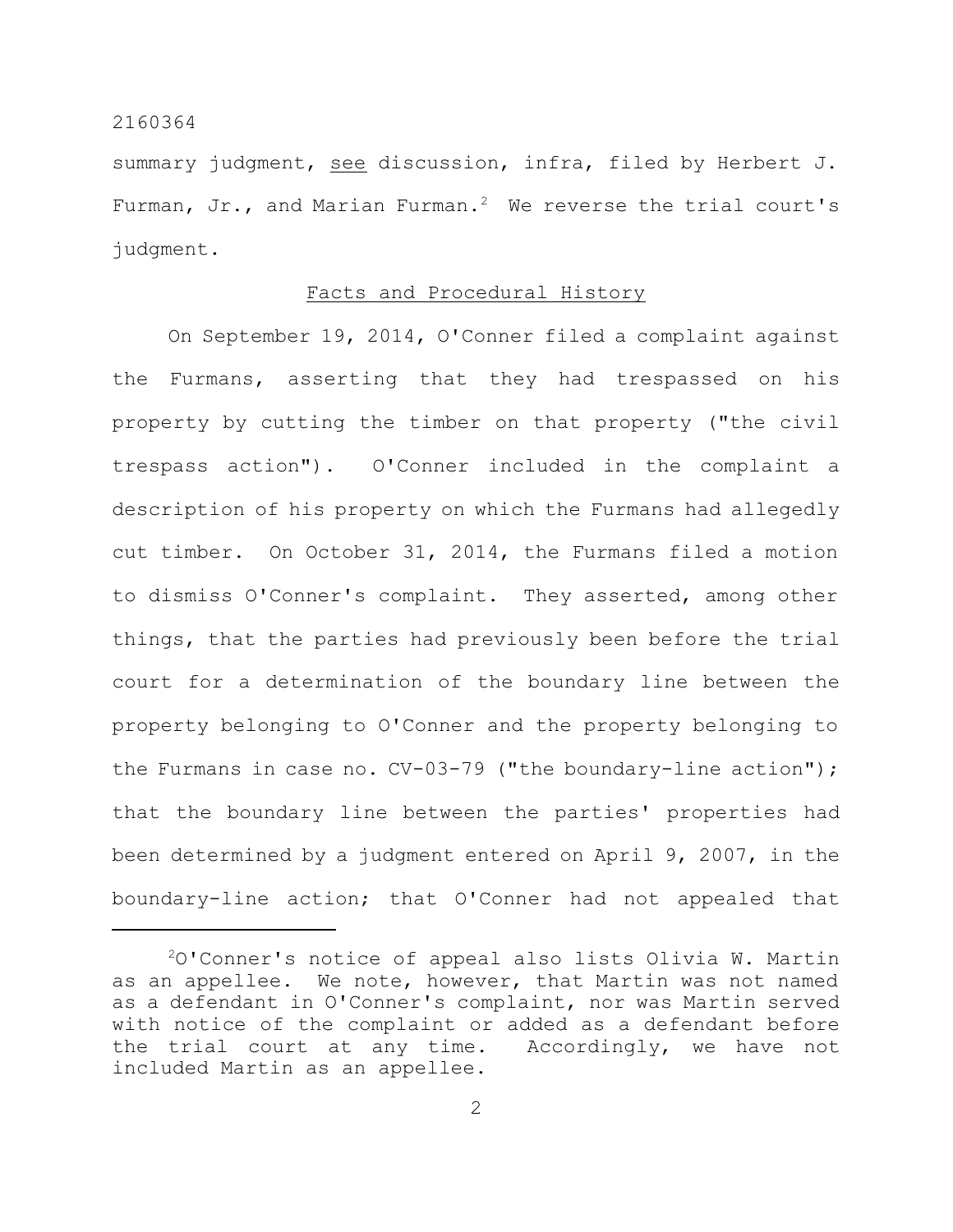summary judgment, see discussion, infra, filed by Herbert J. Furman, Jr., and Marian Furman.[2] We reverse the trial court's judgment.

## Facts and Procedural History

On September 19, 2014, O'Conner filed a complaint against the Furmans, asserting that they had trespassed on his property by cutting the timber on that property ("the civil trespass action"). O'Conner included in the complaint a description of his property on which the Furmans had allegedly cut timber. On October 31, 2014, the Furmans filed a motion to dismiss O'Conner's complaint. They asserted, among other things, that the parties had previously been before the trial court for a determination of the boundary line between the property belonging to O'Conner and the property belonging to the Furmans in case no. CV-03-79 ("the boundary-line action"); that the boundary line between the parties' properties had been determined by a judgment entered on April 9, 2007, in the boundary-line action; that O'Conner had not appealed that

[2] O'Conner's notice of appeal also lists Olivia W. Martin as an appellee. We note, however, that Martin was not named as a defendant in O'Conner's complaint, nor was Martin served with notice of the complaint or added as a defendant before the trial court at any time. Accordingly, we have not included Martin as an appellee.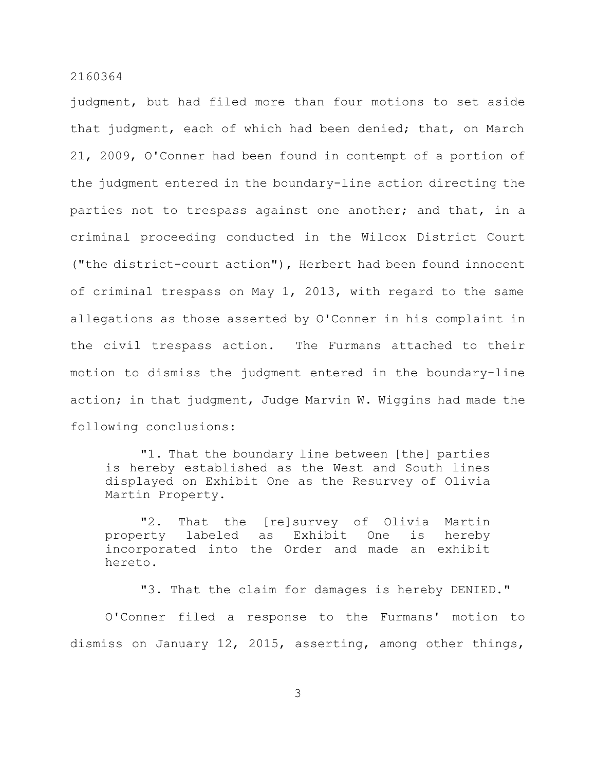judgment, but had filed more than four motions to set aside that judgment, each of which had been denied; that, on March 21, 2009, O'Conner had been found in contempt of a portion of the judgment entered in the boundary-line action directing the parties not to trespass against one another; and that, in a criminal proceeding conducted in the Wilcox District Court ("the district-court action"), Herbert had been found innocent of criminal trespass on May 1, 2013, with regard to the same allegations as those asserted by O'Conner in his complaint in the civil trespass action. The Furmans attached to their motion to dismiss the judgment entered in the boundary-line action; in that judgment, Judge Marvin W. Wiggins had made the following conclusions:

> "1. That the boundary line between [the] parties is hereby established as the West and South lines displayed on Exhibit One as the Resurvey of Olivia Martin Property.
>
> "2. That the [re]survey of Olivia Martin property labeled as Exhibit One is hereby incorporated into the Order and made an exhibit hereto.
>
> "3. That the claim for damages is hereby DENIED."

O'Conner filed a response to the Furmans' motion to dismiss on January 12, 2015, asserting, among other things,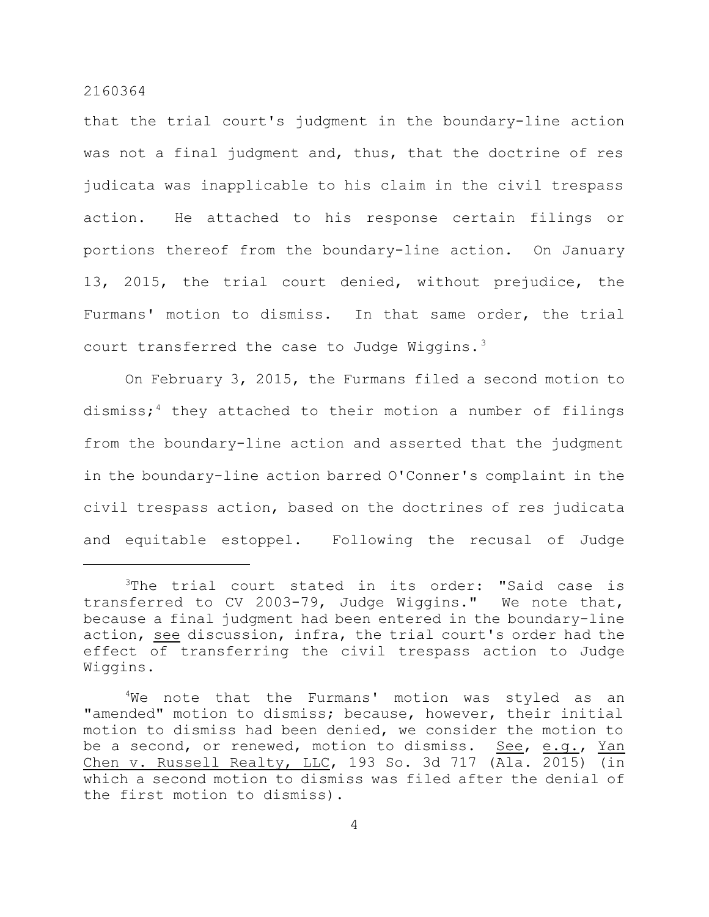that the trial court's judgment in the boundary-line action was not a final judgment and, thus, that the doctrine of res judicata was inapplicable to his claim in the civil trespass action. He attached to his response certain filings or portions thereof from the boundary-line action. On January 13, 2015, the trial court denied, without prejudice, the Furmans' motion to dismiss. In that same order, the trial court transferred the case to Judge Wiggins.[3]

On February 3, 2015, the Furmans filed a second motion to dismiss;[4] they attached to their motion a number of filings from the boundary-line action and asserted that the judgment in the boundary-line action barred O'Conner's complaint in the civil trespass action, based on the doctrines of res judicata and equitable estoppel. Following the recusal of Judge

---

[3]The trial court stated in its order: "Said case is transferred to CV 2003-79, Judge Wiggins." We note that, because a final judgment had been entered in the boundary-line action, see discussion, infra, the trial court's order had the effect of transferring the civil trespass action to Judge Wiggins.

[4]We note that the Furmans' motion was styled as an "amended" motion to dismiss; because, however, their initial motion to dismiss had been denied, we consider the motion to be a second, or renewed, motion to dismiss. See, e.g., Yan Chen v. Russell Realty, LLC, 193 So. 3d 717 (Ala. 2015) (in which a second motion to dismiss was filed after the denial of the first motion to dismiss).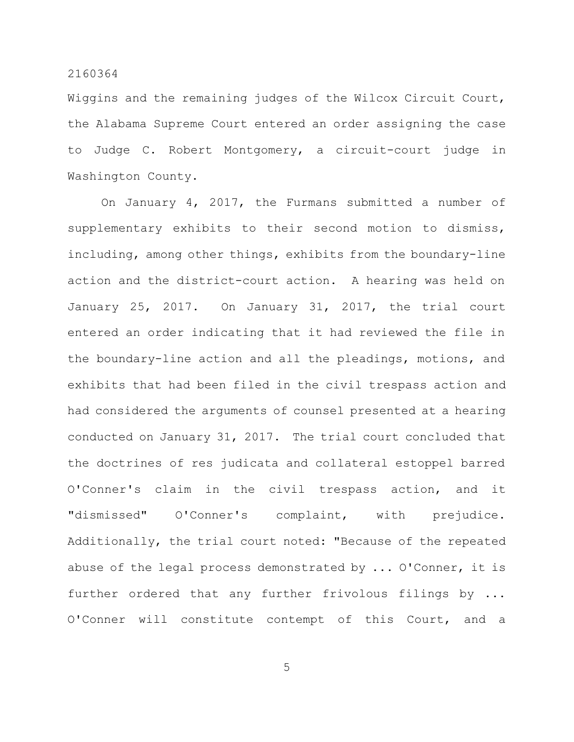Wiggins and the remaining judges of the Wilcox Circuit Court, the Alabama Supreme Court entered an order assigning the case to Judge C. Robert Montgomery, a circuit-court judge in Washington County.

On January 4, 2017, the Furmans submitted a number of supplementary exhibits to their second motion to dismiss, including, among other things, exhibits from the boundary-line action and the district-court action. A hearing was held on January 25, 2017. On January 31, 2017, the trial court entered an order indicating that it had reviewed the file in the boundary-line action and all the pleadings, motions, and exhibits that had been filed in the civil trespass action and had considered the arguments of counsel presented at a hearing conducted on January 31, 2017. The trial court concluded that the doctrines of res judicata and collateral estoppel barred O'Conner's claim in the civil trespass action, and it "dismissed" O'Conner's complaint, with prejudice. Additionally, the trial court noted: "Because of the repeated abuse of the legal process demonstrated by ... O'Conner, it is further ordered that any further frivolous filings by ... O'Conner will constitute contempt of this Court, and a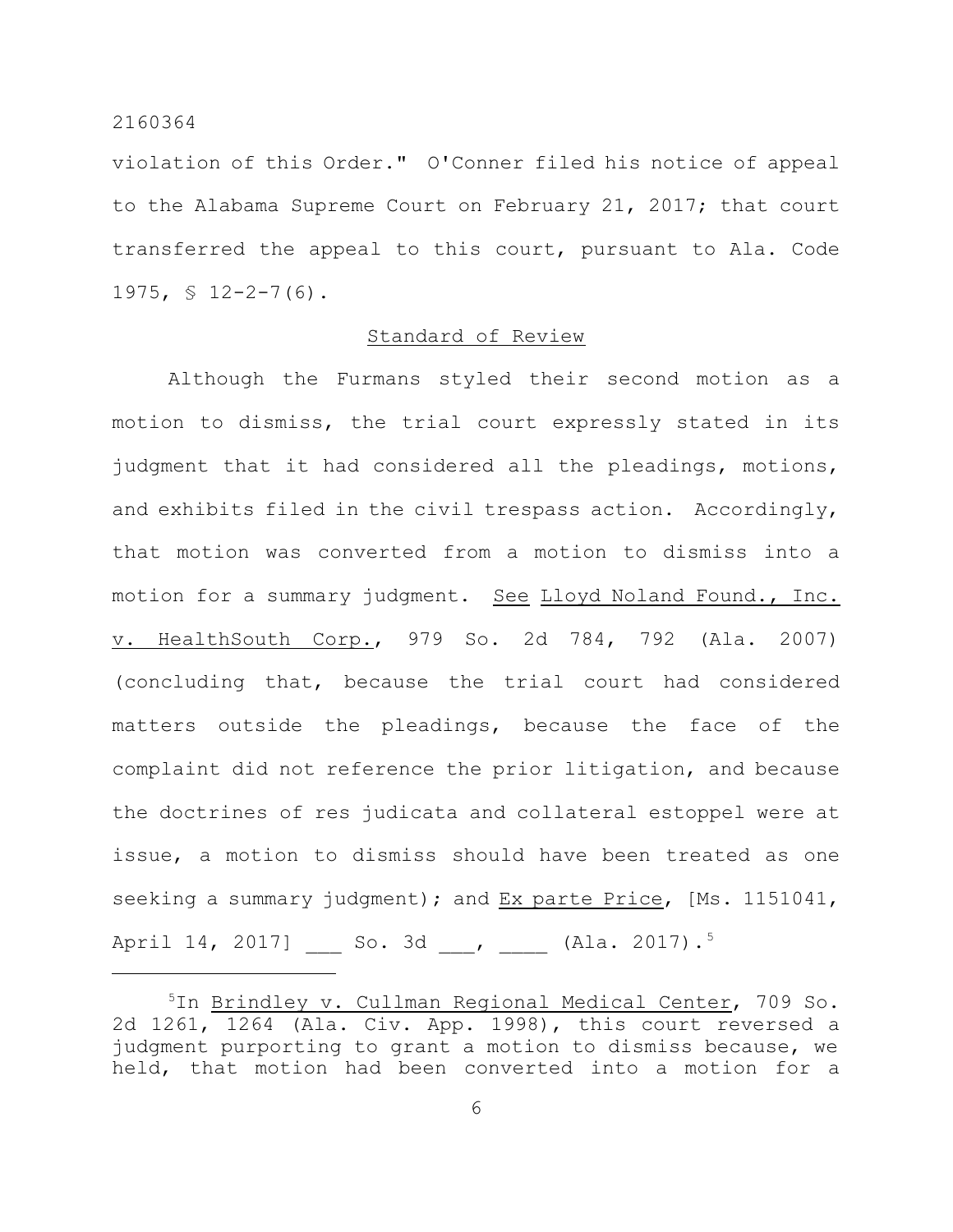violation of this Order." O'Conner filed his notice of appeal to the Alabama Supreme Court on February 21, 2017; that court transferred the appeal to this court, pursuant to Ala. Code 1975, § 12-2-7(6).

## Standard of Review

Although the Furmans styled their second motion as a motion to dismiss, the trial court expressly stated in its judgment that it had considered all the pleadings, motions, and exhibits filed in the civil trespass action. Accordingly, that motion was converted from a motion to dismiss into a motion for a summary judgment. See Lloyd Noland Found., Inc. v. HealthSouth Corp., 979 So. 2d 784, 792 (Ala. 2007) (concluding that, because the trial court had considered matters outside the pleadings, because the face of the complaint did not reference the prior litigation, and because the doctrines of res judicata and collateral estoppel were at issue, a motion to dismiss should have been treated as one seeking a summary judgment); and Ex parte Price, [Ms. 1151041, April 14, 2017] ___ So. 3d ___, ____ (Ala. 2017).[5]

---

[5]In Brindley v. Cullman Regional Medical Center, 709 So. 2d 1261, 1264 (Ala. Civ. App. 1998), this court reversed a judgment purporting to grant a motion to dismiss because, we held, that motion had been converted into a motion for a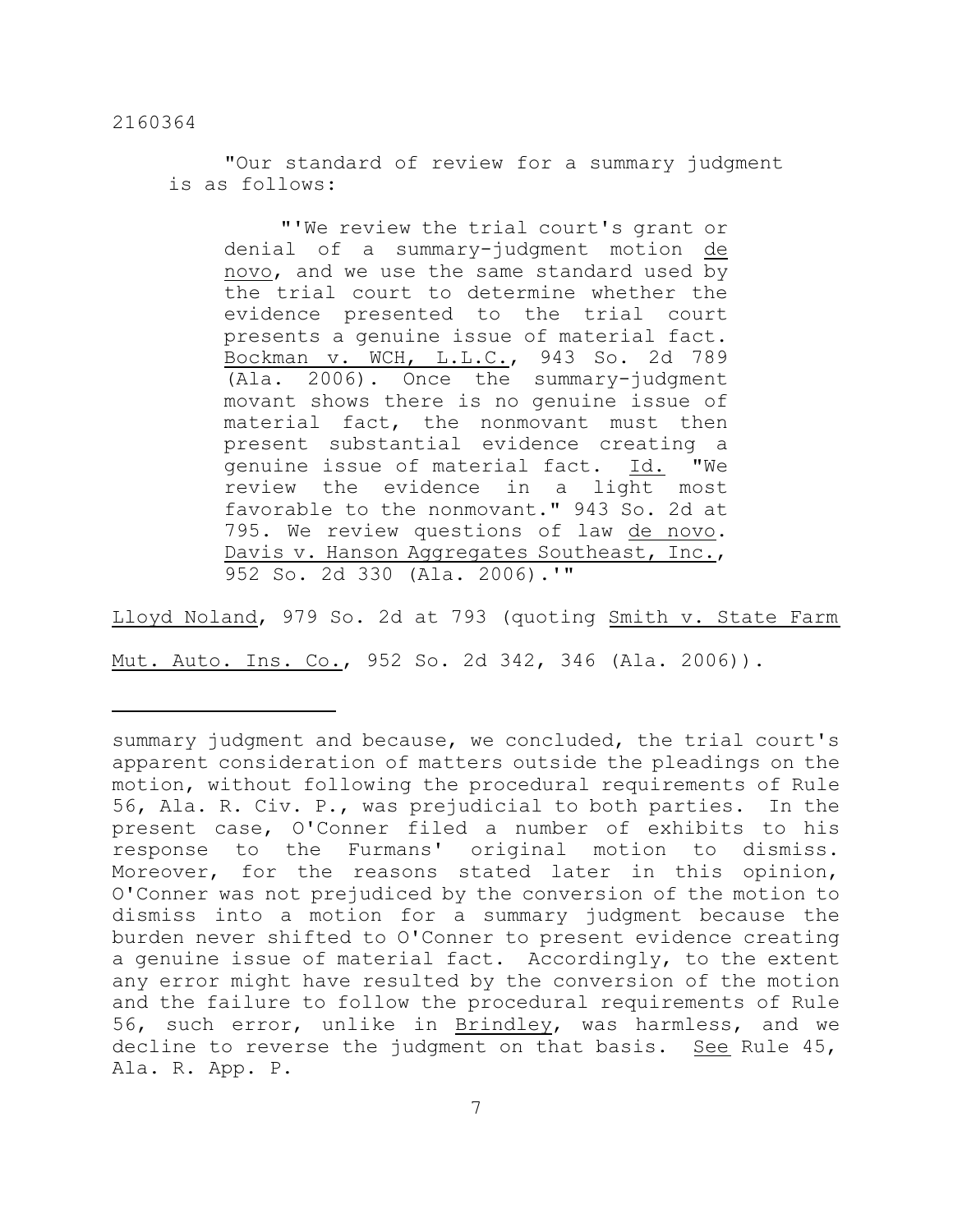"Our standard of review for a summary judgment is as follows:

> "'We review the trial court's grant or denial of a summary-judgment motion _de novo_, and we use the same standard used by the trial court to determine whether the evidence presented to the trial court presents a genuine issue of material fact. _Bockman v. WCH, L.L.C._, 943 So. 2d 789 (Ala. 2006). Once the summary-judgment movant shows there is no genuine issue of material fact, the nonmovant must then present substantial evidence creating a genuine issue of material fact. _Id._ "We review the evidence in a light most favorable to the nonmovant." 943 So. 2d at 795. We review questions of law _de novo_. _Davis v. Hanson Aggregates Southeast, Inc._, 952 So. 2d 330 (Ala. 2006).'"

_Lloyd Noland_, 979 So. 2d at 793 (quoting _Smith v. State Farm Mut. Auto. Ins. Co._, 952 So. 2d 342, 346 (Ala. 2006)).

---

summary judgment and because, we concluded, the trial court's apparent consideration of matters outside the pleadings on the motion, without following the procedural requirements of Rule 56, Ala. R. Civ. P., was prejudicial to both parties. In the present case, O'Conner filed a number of exhibits to his response to the Furmans' original motion to dismiss. Moreover, for the reasons stated later in this opinion, O'Conner was not prejudiced by the conversion of the motion to dismiss into a motion for a summary judgment because the burden never shifted to O'Conner to present evidence creating a genuine issue of material fact. Accordingly, to the extent any error might have resulted by the conversion of the motion and the failure to follow the procedural requirements of Rule 56, such error, unlike in _Brindley_, was harmless, and we decline to reverse the judgment on that basis. _See_ Rule 45, Ala. R. App. P.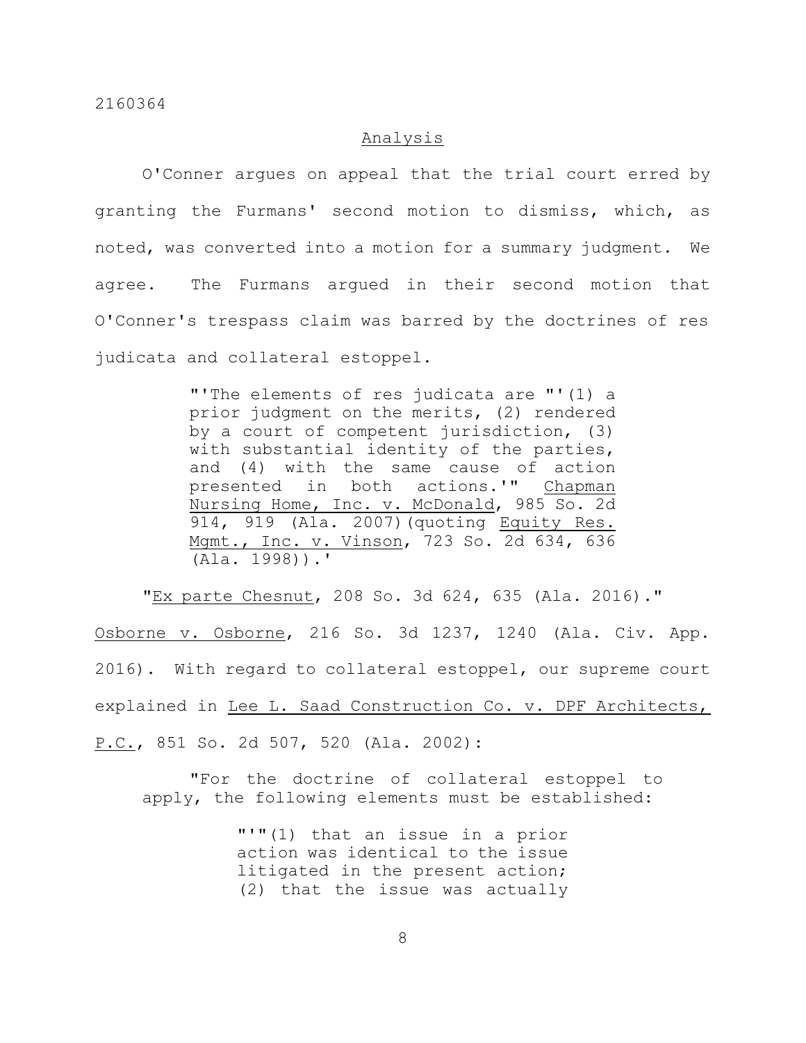## Analysis

O'Conner argues on appeal that the trial court erred by granting the Furmans' second motion to dismiss, which, as noted, was converted into a motion for a summary judgment. We agree. The Furmans argued in their second motion that O'Conner's trespass claim was barred by the doctrines of res judicata and collateral estoppel.

> "'The elements of res judicata are "'(1) a prior judgment on the merits, (2) rendered by a court of competent jurisdiction, (3) with substantial identity of the parties, and (4) with the same cause of action presented in both actions.'" Chapman Nursing Home, Inc. v. McDonald, 985 So. 2d 914, 919 (Ala. 2007)(quoting Equity Res. Mgmt., Inc. v. Vinson, 723 So. 2d 634, 636 (Ala. 1998)).'

"Ex parte Chesnut, 208 So. 3d 624, 635 (Ala. 2016)." Osborne v. Osborne, 216 So. 3d 1237, 1240 (Ala. Civ. App. 2016). With regard to collateral estoppel, our supreme court explained in Lee L. Saad Construction Co. v. DPF Architects, P.C., 851 So. 2d 507, 520 (Ala. 2002):

> "For the doctrine of collateral estoppel to apply, the following elements must be established:
>
> > "'"(1) that an issue in a prior action was identical to the issue litigated in the present action; (2) that the issue was actually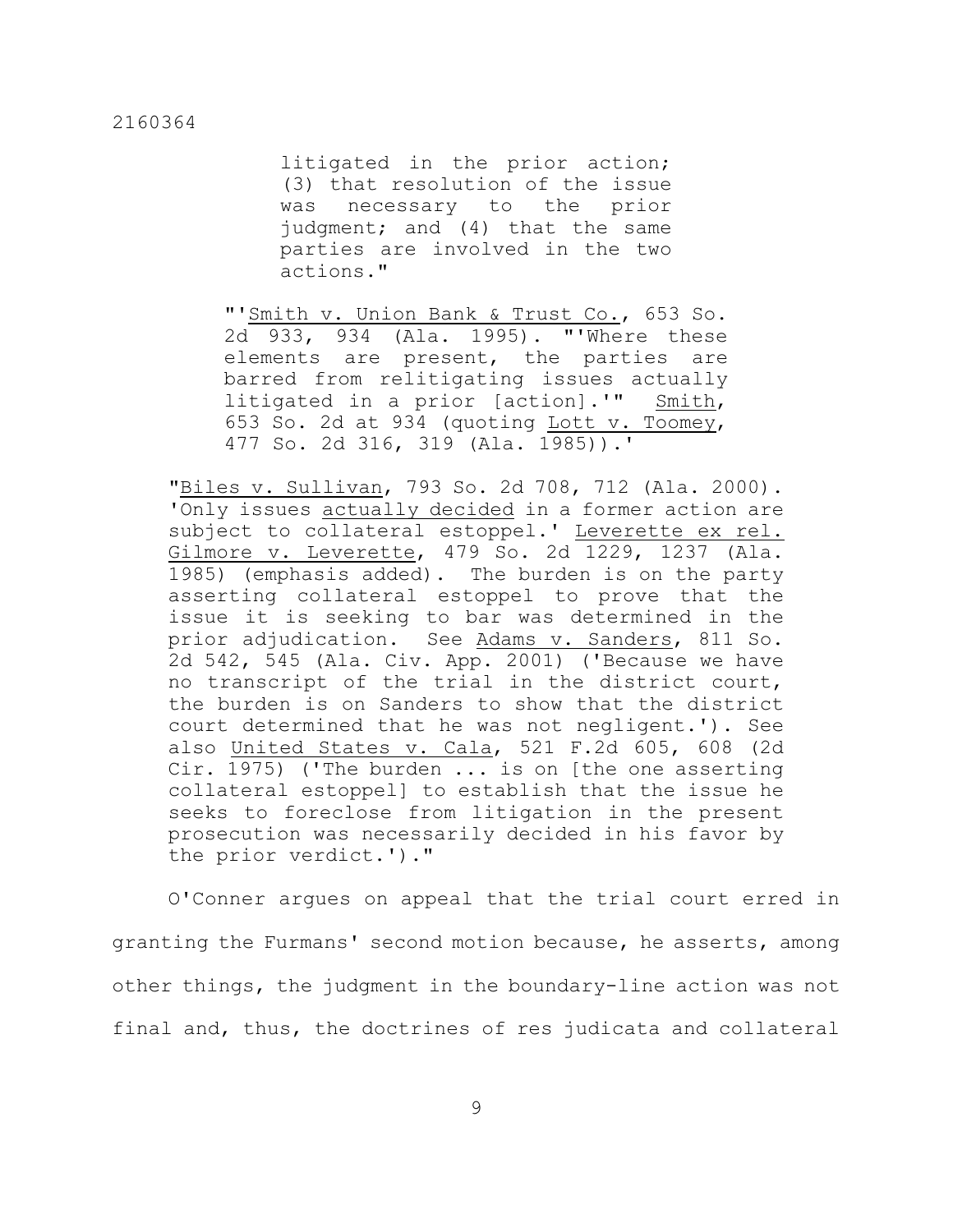> > litigated in the prior action; (3) that resolution of the issue was necessary to the prior judgment; and (4) that the same parties are involved in the two actions."
>
> "'Smith v. Union Bank & Trust Co., 653 So. 2d 933, 934 (Ala. 1995). "'Where these elements are present, the parties are barred from relitigating issues actually litigated in a prior [action].'" Smith, 653 So. 2d at 934 (quoting Lott v. Toomey, 477 So. 2d 316, 319 (Ala. 1985)).'
>
> "Biles v. Sullivan, 793 So. 2d 708, 712 (Ala. 2000). 'Only issues actually decided in a former action are subject to collateral estoppel.' Leverette ex rel. Gilmore v. Leverette, 479 So. 2d 1229, 1237 (Ala. 1985) (emphasis added). The burden is on the party asserting collateral estoppel to prove that the issue it is seeking to bar was determined in the prior adjudication. See Adams v. Sanders, 811 So. 2d 542, 545 (Ala. Civ. App. 2001) ('Because we have no transcript of the trial in the district court, the burden is on Sanders to show that the district court determined that he was not negligent.'). See also United States v. Cala, 521 F.2d 605, 608 (2d Cir. 1975) ('The burden ... is on [the one asserting collateral estoppel] to establish that the issue he seeks to foreclose from litigation in the present prosecution was necessarily decided in his favor by the prior verdict.')."

O'Conner argues on appeal that the trial court erred in granting the Furmans' second motion because, he asserts, among other things, the judgment in the boundary-line action was not final and, thus, the doctrines of res judicata and collateral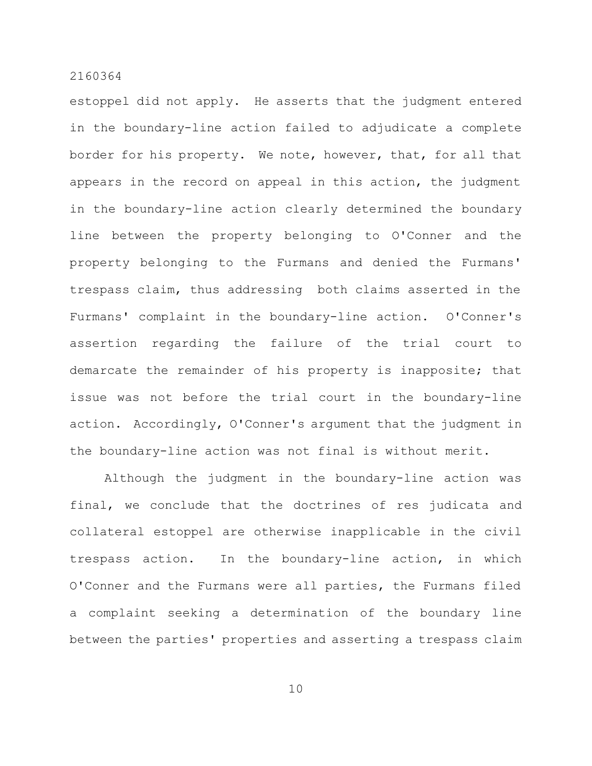estoppel did not apply. He asserts that the judgment entered in the boundary-line action failed to adjudicate a complete border for his property. We note, however, that, for all that appears in the record on appeal in this action, the judgment in the boundary-line action clearly determined the boundary line between the property belonging to O'Conner and the property belonging to the Furmans and denied the Furmans' trespass claim, thus addressing both claims asserted in the Furmans' complaint in the boundary-line action. O'Conner's assertion regarding the failure of the trial court to demarcate the remainder of his property is inapposite; that issue was not before the trial court in the boundary-line action. Accordingly, O'Conner's argument that the judgment in the boundary-line action was not final is without merit.

Although the judgment in the boundary-line action was final, we conclude that the doctrines of res judicata and collateral estoppel are otherwise inapplicable in the civil trespass action. In the boundary-line action, in which O'Conner and the Furmans were all parties, the Furmans filed a complaint seeking a determination of the boundary line between the parties' properties and asserting a trespass claim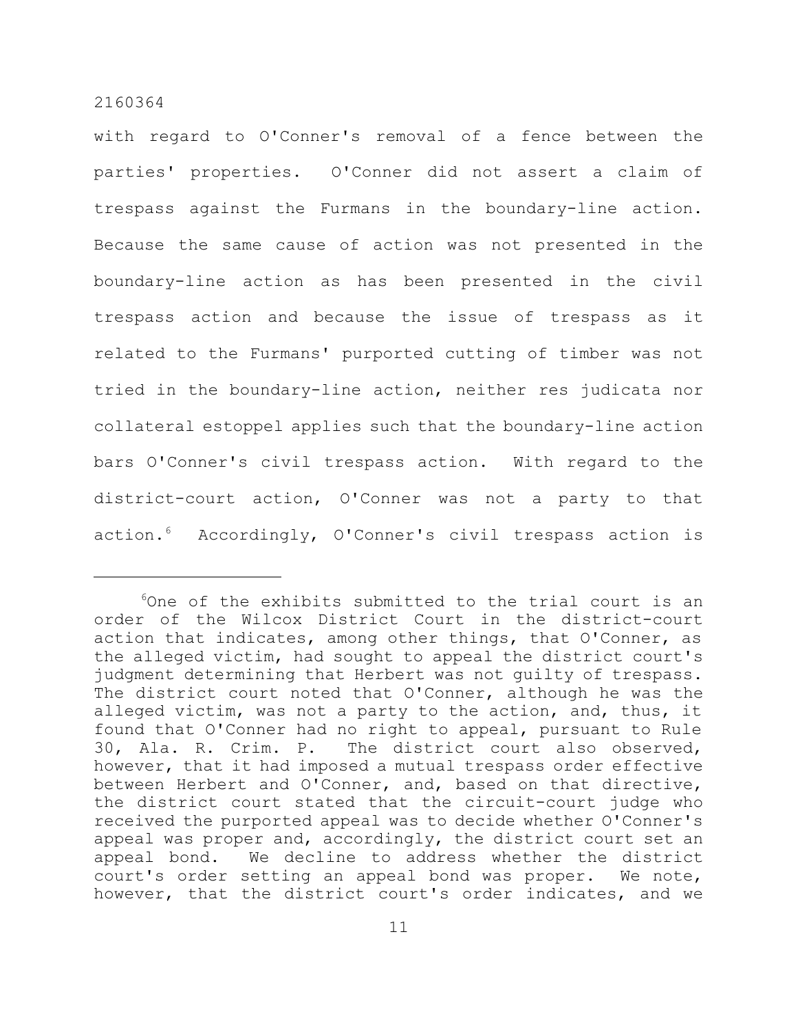with regard to O'Conner's removal of a fence between the parties' properties. O'Conner did not assert a claim of trespass against the Furmans in the boundary-line action. Because the same cause of action was not presented in the boundary-line action as has been presented in the civil trespass action and because the issue of trespass as it related to the Furmans' purported cutting of timber was not tried in the boundary-line action, neither res judicata nor collateral estoppel applies such that the boundary-line action bars O'Conner's civil trespass action. With regard to the district-court action, O'Conner was not a party to that action.[6] Accordingly, O'Conner's civil trespass action is

---

[6]One of the exhibits submitted to the trial court is an order of the Wilcox District Court in the district-court action that indicates, among other things, that O'Conner, as the alleged victim, had sought to appeal the district court's judgment determining that Herbert was not guilty of trespass. The district court noted that O'Conner, although he was the alleged victim, was not a party to the action, and, thus, it found that O'Conner had no right to appeal, pursuant to Rule 30, Ala. R. Crim. P. The district court also observed, however, that it had imposed a mutual trespass order effective between Herbert and O'Conner, and, based on that directive, the district court stated that the circuit-court judge who received the purported appeal was to decide whether O'Conner's appeal was proper and, accordingly, the district court set an appeal bond. We decline to address whether the district court's order setting an appeal bond was proper. We note, however, that the district court's order indicates, and we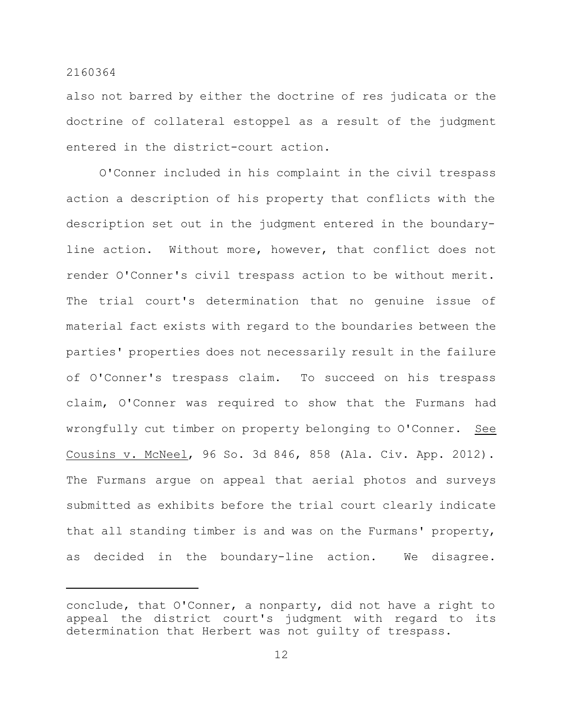also not barred by either the doctrine of res judicata or the doctrine of collateral estoppel as a result of the judgment entered in the district-court action.

O'Conner included in his complaint in the civil trespass action a description of his property that conflicts with the description set out in the judgment entered in the boundary-line action. Without more, however, that conflict does not render O'Conner's civil trespass action to be without merit. The trial court's determination that no genuine issue of material fact exists with regard to the boundaries between the parties' properties does not necessarily result in the failure of O'Conner's trespass claim. To succeed on his trespass claim, O'Conner was required to show that the Furmans had wrongfully cut timber on property belonging to O'Conner. See Cousins v. McNeel, 96 So. 3d 846, 858 (Ala. Civ. App. 2012). The Furmans argue on appeal that aerial photos and surveys submitted as exhibits before the trial court clearly indicate that all standing timber is and was on the Furmans' property, as decided in the boundary-line action. We disagree.

---

conclude, that O'Conner, a nonparty, did not have a right to appeal the district court's judgment with regard to its determination that Herbert was not guilty of trespass.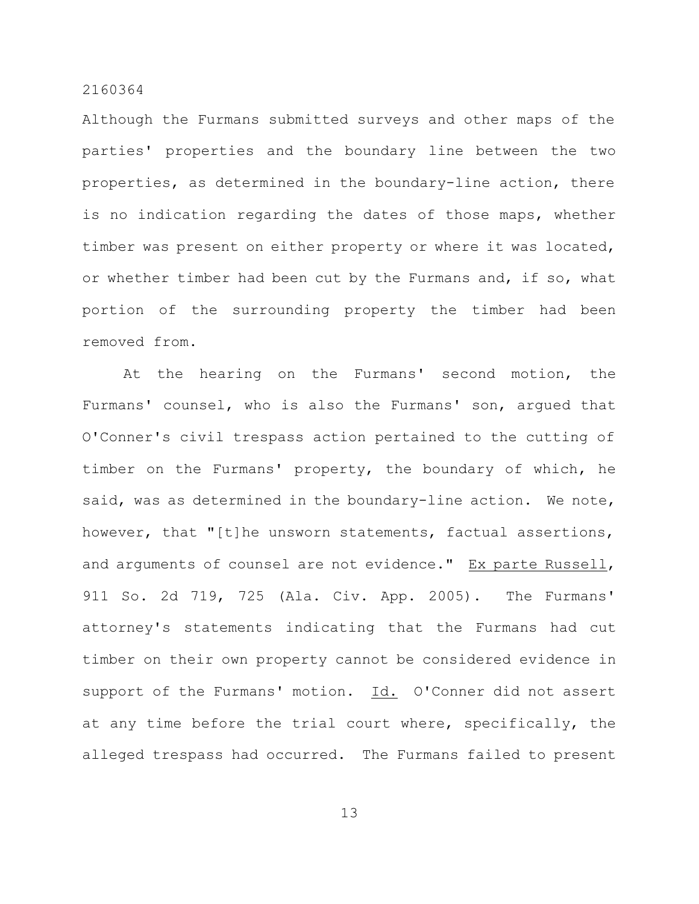Although the Furmans submitted surveys and other maps of the parties' properties and the boundary line between the two properties, as determined in the boundary-line action, there is no indication regarding the dates of those maps, whether timber was present on either property or where it was located, or whether timber had been cut by the Furmans and, if so, what portion of the surrounding property the timber had been removed from.

At the hearing on the Furmans' second motion, the Furmans' counsel, who is also the Furmans' son, argued that O'Conner's civil trespass action pertained to the cutting of timber on the Furmans' property, the boundary of which, he said, was as determined in the boundary-line action. We note, however, that "[t]he unsworn statements, factual assertions, and arguments of counsel are not evidence." Ex parte Russell, 911 So. 2d 719, 725 (Ala. Civ. App. 2005). The Furmans' attorney's statements indicating that the Furmans had cut timber on their own property cannot be considered evidence in support of the Furmans' motion. Id. O'Conner did not assert at any time before the trial court where, specifically, the alleged trespass had occurred. The Furmans failed to present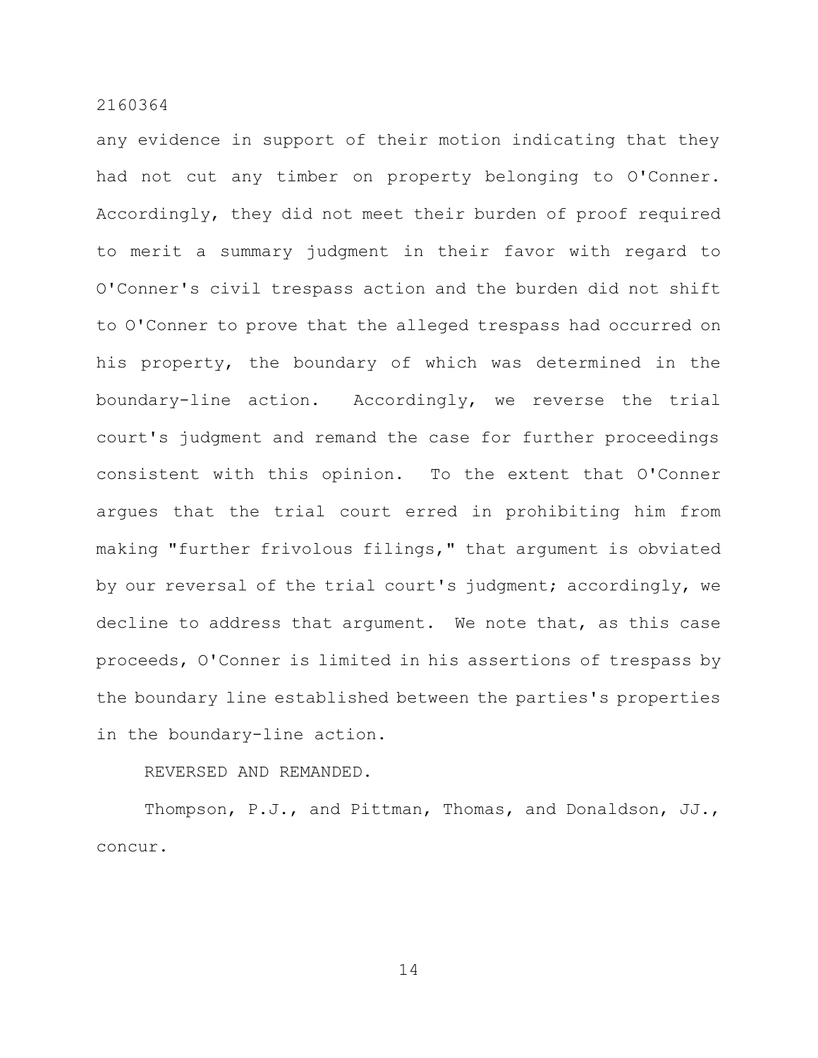any evidence in support of their motion indicating that they had not cut any timber on property belonging to O'Conner. Accordingly, they did not meet their burden of proof required to merit a summary judgment in their favor with regard to O'Conner's civil trespass action and the burden did not shift to O'Conner to prove that the alleged trespass had occurred on his property, the boundary of which was determined in the boundary-line action. Accordingly, we reverse the trial court's judgment and remand the case for further proceedings consistent with this opinion. To the extent that O'Conner argues that the trial court erred in prohibiting him from making "further frivolous filings," that argument is obviated by our reversal of the trial court's judgment; accordingly, we decline to address that argument. We note that, as this case proceeds, O'Conner is limited in his assertions of trespass by the boundary line established between the parties's properties in the boundary-line action.

REVERSED AND REMANDED.

Thompson, P.J., and Pittman, Thomas, and Donaldson, JJ., concur.